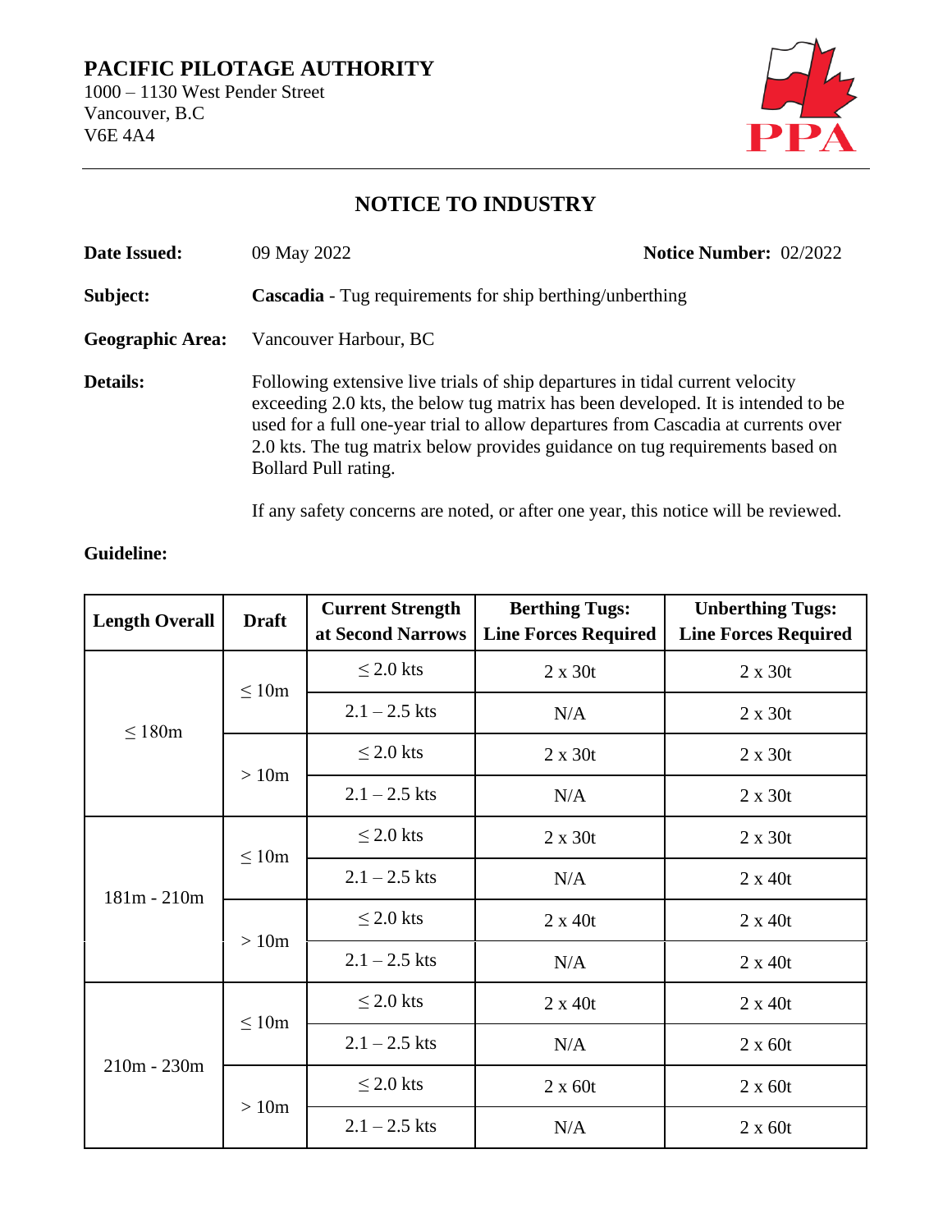**PACIFIC PILOTAGE AUTHORITY**
1000 – 1130 West Pender Street
Vancouver, B.C
V6E 4A4

## NOTICE TO INDUSTRY

**Date Issued:** 09 May 2022 **Notice Number:** 02/2022

**Subject:** **Cascadia** - Tug requirements for ship berthing/unberthing

**Geographic Area:** Vancouver Harbour, BC

**Details:** Following extensive live trials of ship departures in tidal current velocity exceeding 2.0 kts, the below tug matrix has been developed. It is intended to be used for a full one-year trial to allow departures from Cascadia at currents over 2.0 kts. The tug matrix below provides guidance on tug requirements based on Bollard Pull rating.

If any safety concerns are noted, or after one year, this notice will be reviewed.

**Guideline:**

| Length Overall | Draft | Current Strength at Second Narrows | Berthing Tugs: Line Forces Required | Unberthing Tugs: Line Forces Required |
|---|---|---|---|---|
| ≤ 180m | ≤ 10m | ≤ 2.0 kts | 2 x 30t | 2 x 30t |
| | | 2.1 – 2.5 kts | N/A | 2 x 30t |
| | > 10m | ≤ 2.0 kts | 2 x 30t | 2 x 30t |
| | | 2.1 – 2.5 kts | N/A | 2 x 30t |
| 181m - 210m | ≤ 10m | ≤ 2.0 kts | 2 x 30t | 2 x 30t |
| | | 2.1 – 2.5 kts | N/A | 2 x 40t |
| | > 10m | ≤ 2.0 kts | 2 x 40t | 2 x 40t |
| | | 2.1 – 2.5 kts | N/A | 2 x 40t |
| 210m - 230m | ≤ 10m | ≤ 2.0 kts | 2 x 40t | 2 x 40t |
| | | 2.1 – 2.5 kts | N/A | 2 x 60t |
| | > 10m | ≤ 2.0 kts | 2 x 60t | 2 x 60t |
| | | 2.1 – 2.5 kts | N/A | 2 x 60t |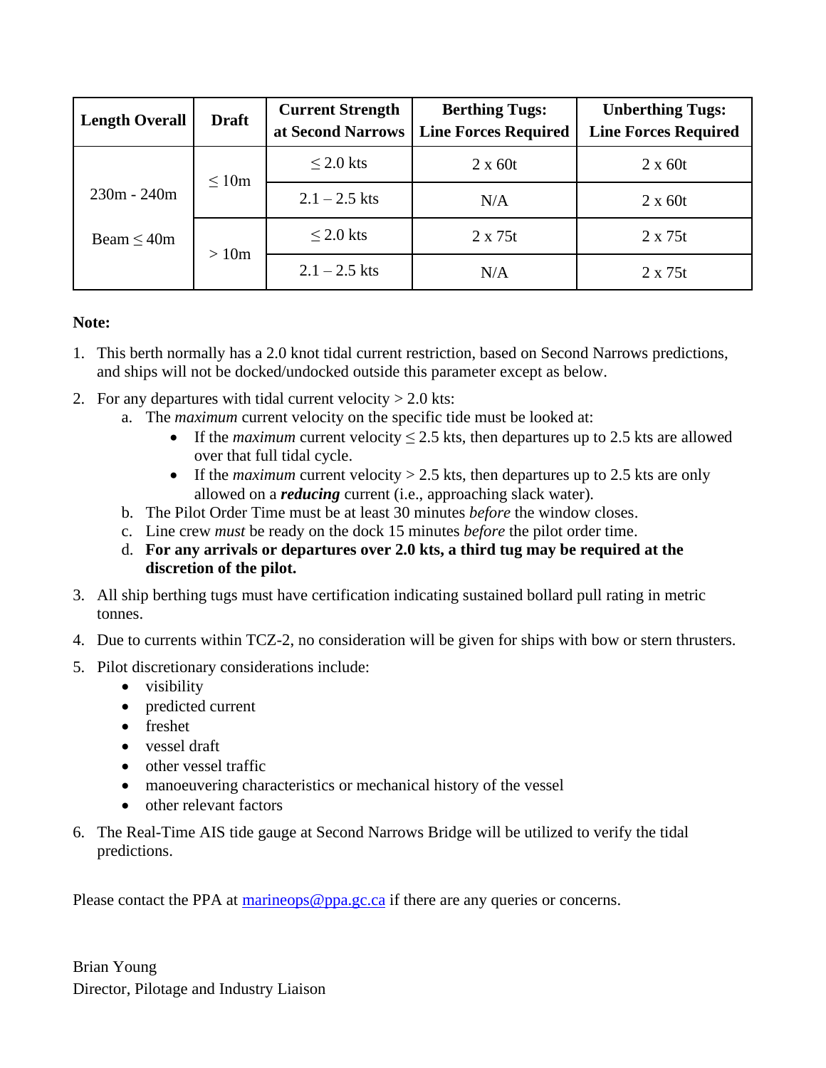| Length Overall | Draft | Current Strength at Second Narrows | Berthing Tugs: Line Forces Required | Unberthing Tugs: Line Forces Required |
|---|---|---|---|---|
| 230m - 240m<br>Beam ≤ 40m | ≤ 10m | ≤ 2.0 kts | 2 x 60t | 2 x 60t |
| | | 2.1 – 2.5 kts | N/A | 2 x 60t |
| | > 10m | ≤ 2.0 kts | 2 x 75t | 2 x 75t |
| | | 2.1 – 2.5 kts | N/A | 2 x 75t |

**Note:**

1. This berth normally has a 2.0 knot tidal current restriction, based on Second Narrows predictions, and ships will not be docked/undocked outside this parameter except as below.
2. For any departures with tidal current velocity > 2.0 kts:
   a. The *maximum* current velocity on the specific tide must be looked at:
      - If the *maximum* current velocity ≤ 2.5 kts, then departures up to 2.5 kts are allowed over that full tidal cycle.
      - If the *maximum* current velocity > 2.5 kts, then departures up to 2.5 kts are only allowed on a ***reducing*** current (i.e., approaching slack water).

   b. The Pilot Order Time must be at least 30 minutes *before* the window closes.
   c. Line crew *must* be ready on the dock 15 minutes *before* the pilot order time.
   d. **For any arrivals or departures over 2.0 kts, a third tug may be required at the discretion of the pilot.**
3. All ship berthing tugs must have certification indicating sustained bollard pull rating in metric tonnes.
4. Due to currents within TCZ-2, no consideration will be given for ships with bow or stern thrusters.
5. Pilot discretionary considerations include:
   - visibility
   - predicted current
   - freshet
   - vessel draft
   - other vessel traffic
   - manoeuvering characteristics or mechanical history of the vessel
   - other relevant factors
6. The Real-Time AIS tide gauge at Second Narrows Bridge will be utilized to verify the tidal predictions.

Please contact the PPA at [marineops@ppa.gc.ca](mailto:marineops@ppa.gc.ca) if there are any queries or concerns.

Brian Young
Director, Pilotage and Industry Liaison